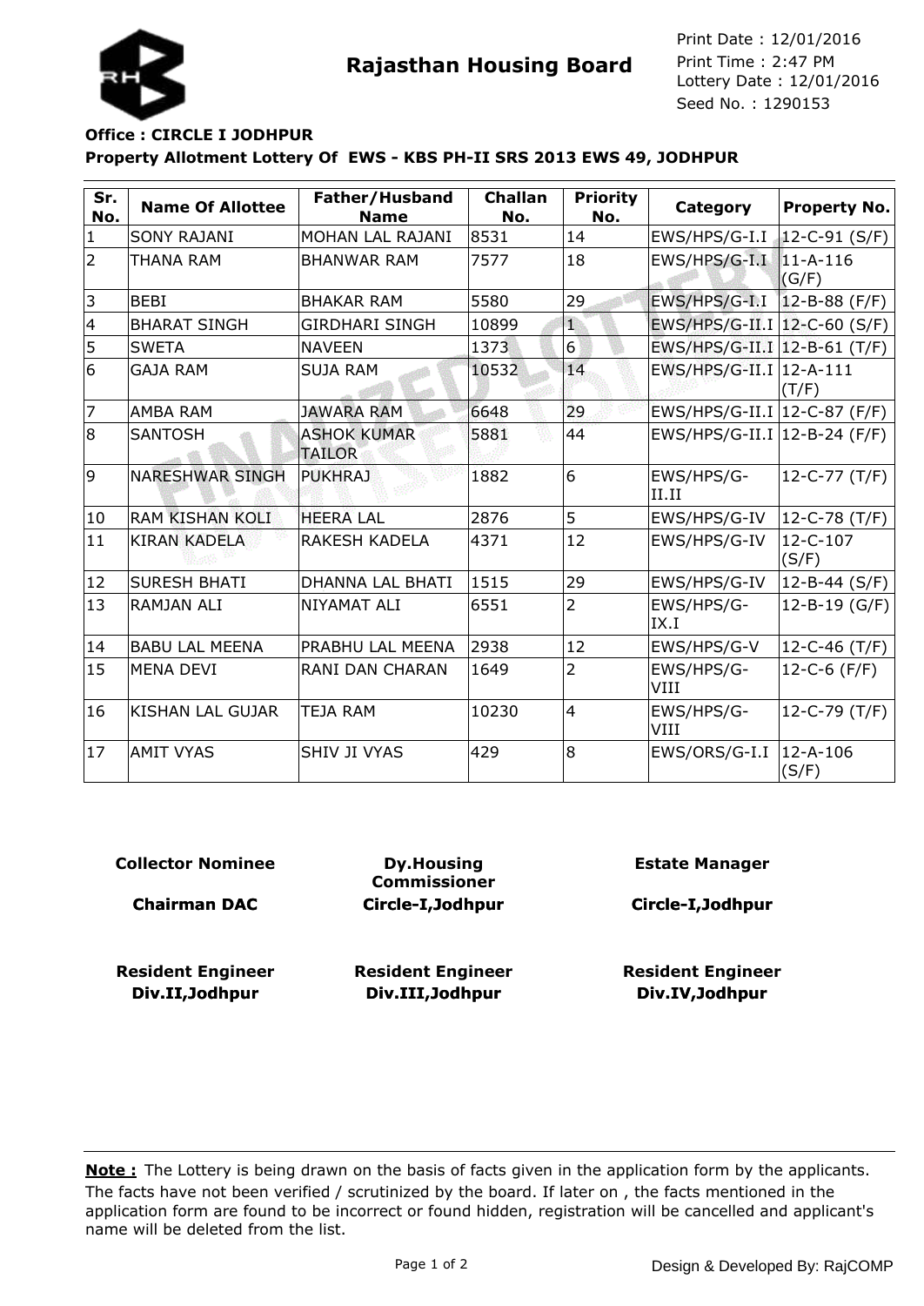**Rajasthan Housing Board**

Print Date : 12/01/2016
Print Time : 2:47 PM
Lottery Date : 12/01/2016
Seed No. : 1290153

**Office : CIRCLE I JODHPUR**

**Property Allotment Lottery Of EWS - KBS PH-II SRS 2013 EWS 49, JODHPUR**

| Sr. No. | Name Of Allottee | Father/Husband Name | Challan No. | Priority No. | Category | Property No. |
|---|---|---|---|---|---|---|
| 1 | SONY RAJANI | MOHAN LAL RAJANI | 8531 | 14 | EWS/HPS/G-I.I | 12-C-91 (S/F) |
| 2 | THANA RAM | BHANWAR RAM | 7577 | 18 | EWS/HPS/G-I.I | 11-A-116 (G/F) |
| 3 | BEBI | BHAKAR RAM | 5580 | 29 | EWS/HPS/G-I.I | 12-B-88 (F/F) |
| 4 | BHARAT SINGH | GIRDHARI SINGH | 10899 | 1 | EWS/HPS/G-II.I | 12-C-60 (S/F) |
| 5 | SWETA | NAVEEN | 1373 | 6 | EWS/HPS/G-II.I | 12-B-61 (T/F) |
| 6 | GAJA RAM | SUJA RAM | 10532 | 14 | EWS/HPS/G-II.I | 12-A-111 (T/F) |
| 7 | AMBA RAM | JAWARA RAM | 6648 | 29 | EWS/HPS/G-II.I | 12-C-87 (F/F) |
| 8 | SANTOSH | ASHOK KUMAR TAILOR | 5881 | 44 | EWS/HPS/G-II.I | 12-B-24 (F/F) |
| 9 | NARESHWAR SINGH | PUKHRAJ | 1882 | 6 | EWS/HPS/G-II.II | 12-C-77 (T/F) |
| 10 | RAM KISHAN KOLI | HEERA LAL | 2876 | 5 | EWS/HPS/G-IV | 12-C-78 (T/F) |
| 11 | KIRAN KADELA | RAKESH KADELA | 4371 | 12 | EWS/HPS/G-IV | 12-C-107 (S/F) |
| 12 | SURESH BHATI | DHANNA LAL BHATI | 1515 | 29 | EWS/HPS/G-IV | 12-B-44 (S/F) |
| 13 | RAMJAN ALI | NIYAMAT ALI | 6551 | 2 | EWS/HPS/G-IX.I | 12-B-19 (G/F) |
| 14 | BABU LAL MEENA | PRABHU LAL MEENA | 2938 | 12 | EWS/HPS/G-V | 12-C-46 (T/F) |
| 15 | MENA DEVI | RANI DAN CHARAN | 1649 | 2 | EWS/HPS/G-VIII | 12-C-6 (F/F) |
| 16 | KISHAN LAL GUJAR | TEJA RAM | 10230 | 4 | EWS/HPS/G-VIII | 12-C-79 (T/F) |
| 17 | AMIT VYAS | SHIV JI VYAS | 429 | 8 | EWS/ORS/G-I.I | 12-A-106 (S/F) |

| | | |
|---|---|---|
| **Collector Nominee** | **Dy.Housing Commissioner** | **Estate Manager** |
| **Chairman DAC** | **Circle-I,Jodhpur** | **Circle-I,Jodhpur** |
| **Resident Engineer Div.II,Jodhpur** | **Resident Engineer Div.III,Jodhpur** | **Resident Engineer Div.IV,Jodhpur** |

**Note :** The Lottery is being drawn on the basis of facts given in the application form by the applicants. The facts have not been verified / scrutinized by the board. If later on , the facts mentioned in the application form are found to be incorrect or found hidden, registration will be cancelled and applicant's name will be deleted from the list.

Design & Developed By: RajCOMP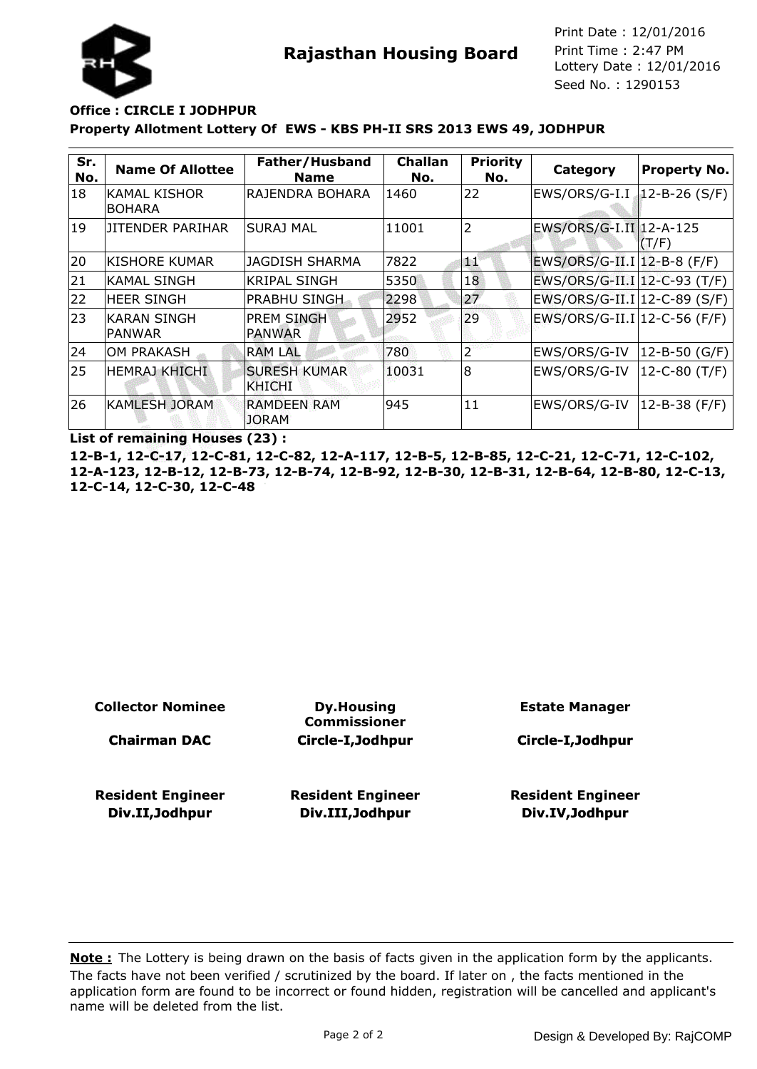**Rajasthan Housing Board**

Print Date : 12/01/2016
Print Time : 2:47 PM
Lottery Date : 12/01/2016
Seed No. : 1290153

**Office : CIRCLE I JODHPUR**

**Property Allotment Lottery Of EWS - KBS PH-II SRS 2013 EWS 49, JODHPUR**

| Sr. No. | Name Of Allottee | Father/Husband Name | Challan No. | Priority No. | Category | Property No. |
|---|---|---|---|---|---|---|
| 18 | KAMAL KISHOR BOHARA | RAJENDRA BOHARA | 1460 | 22 | EWS/ORS/G-I.I | 12-B-26 (S/F) |
| 19 | JITENDER PARIHAR | SURAJ MAL | 11001 | 2 | EWS/ORS/G-I.II | 12-A-125 (T/F) |
| 20 | KISHORE KUMAR | JAGDISH SHARMA | 7822 | 11 | EWS/ORS/G-II.I | 12-B-8 (F/F) |
| 21 | KAMAL SINGH | KRIPAL SINGH | 5350 | 18 | EWS/ORS/G-II.I | 12-C-93 (T/F) |
| 22 | HEER SINGH | PRABHU SINGH | 2298 | 27 | EWS/ORS/G-II.I | 12-C-89 (S/F) |
| 23 | KARAN SINGH PANWAR | PREM SINGH PANWAR | 2952 | 29 | EWS/ORS/G-II.I | 12-C-56 (F/F) |
| 24 | OM PRAKASH | RAM LAL | 780 | 2 | EWS/ORS/G-IV | 12-B-50 (G/F) |
| 25 | HEMRAJ KHICHI | SURESH KUMAR KHICHI | 10031 | 8 | EWS/ORS/G-IV | 12-C-80 (T/F) |
| 26 | KAMLESH JORAM | RAMDEEN RAM JORAM | 945 | 11 | EWS/ORS/G-IV | 12-B-38 (F/F) |

**List of remaining Houses (23) :**

**12-B-1, 12-C-17, 12-C-81, 12-C-82, 12-A-117, 12-B-5, 12-B-85, 12-C-21, 12-C-71, 12-C-102, 12-A-123, 12-B-12, 12-B-73, 12-B-74, 12-B-92, 12-B-30, 12-B-31, 12-B-64, 12-B-80, 12-C-13, 12-C-14, 12-C-30, 12-C-48**

| | | |
|---|---|---|
| **Collector Nominee** | **Dy.Housing Commissioner** | **Estate Manager** |
| **Chairman DAC** | **Circle-I,Jodhpur** | **Circle-I,Jodhpur** |
| **Resident Engineer Div.II,Jodhpur** | **Resident Engineer Div.III,Jodhpur** | **Resident Engineer Div.IV,Jodhpur** |

**Note :** The Lottery is being drawn on the basis of facts given in the application form by the applicants. The facts have not been verified / scrutinized by the board. If later on , the facts mentioned in the application form are found to be incorrect or found hidden, registration will be cancelled and applicant's name will be deleted from the list.

Design & Developed By: RajCOMP